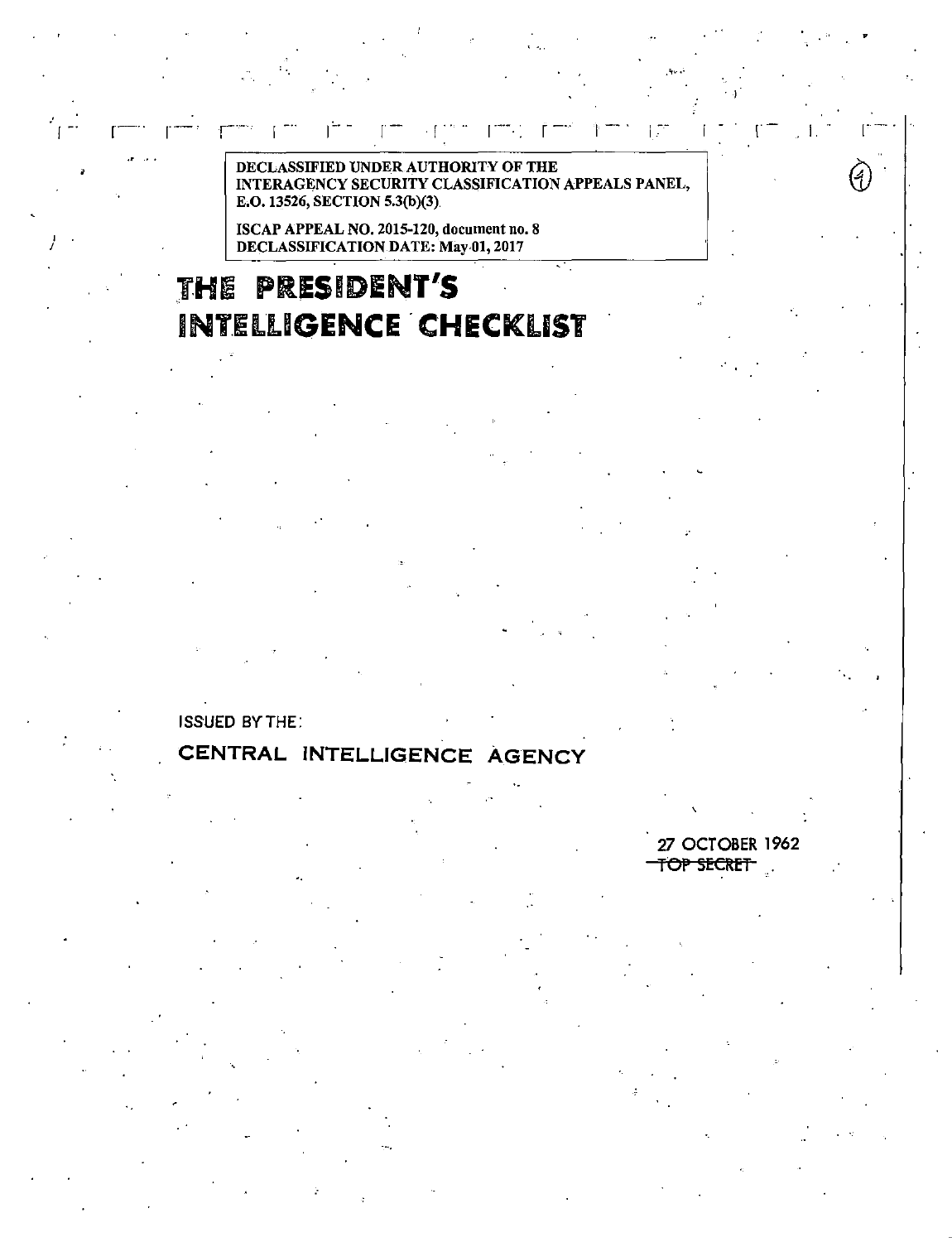DECLASSIFIED UNDER AUTHORITY OF THE
INTERAGENCY SECURITY CLASSIFICATION APPEALS PANEL,
E.O. 13526, SECTION 5.3(b)(3)

ISCAP APPEAL NO. 2015-120, document no. 8
DECLASSIFICATION DATE: May 01, 2017

# THE PRESIDENT'S INTELLIGENCE CHECKLIST

ISSUED BY THE:

**CENTRAL INTELLIGENCE AGENCY**

27 OCTOBER 1962

~~TOP SECRET~~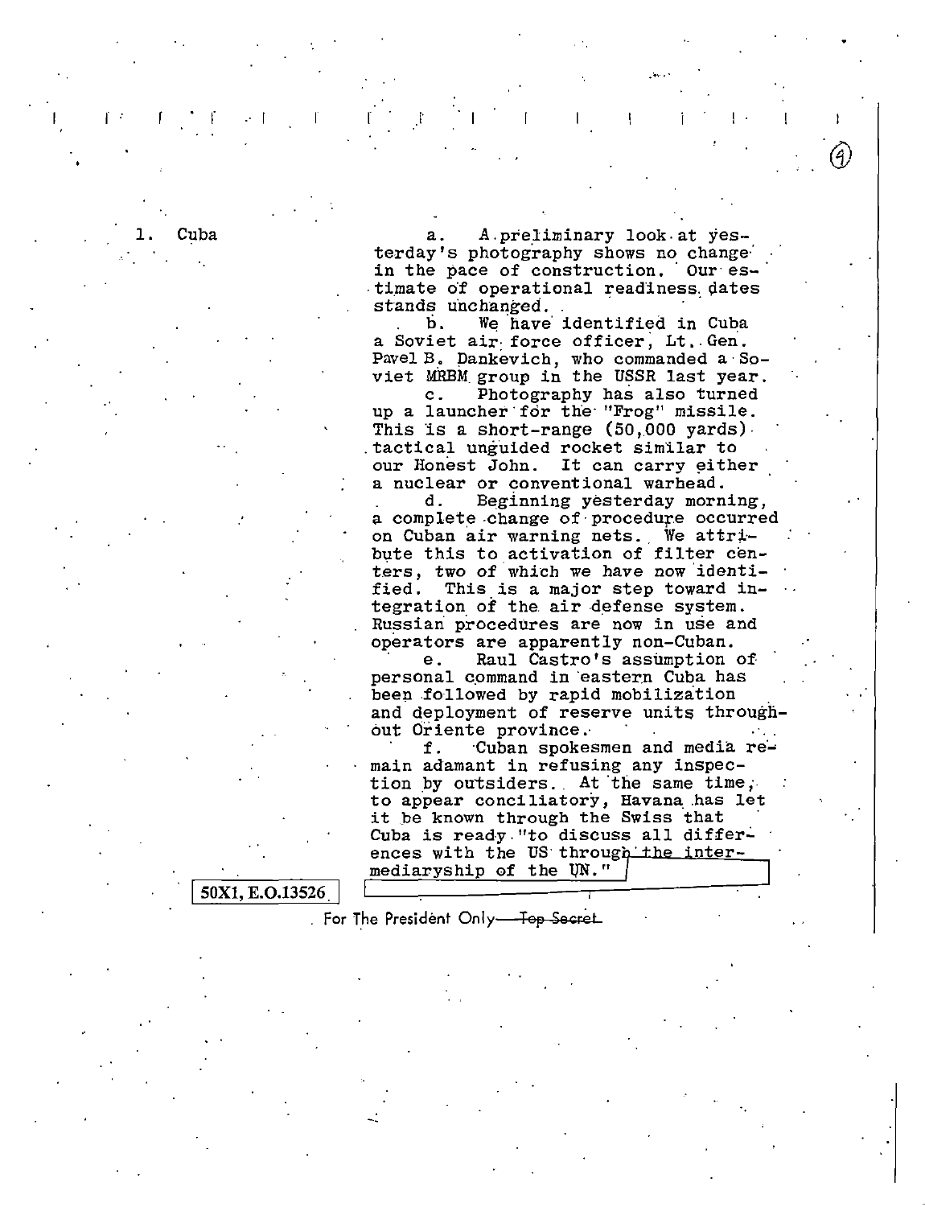1. Cuba

a. A preliminary look at yesterday's photography shows no change in the pace of construction. Our estimate of operational readiness dates stands unchanged.

b. We have identified in Cuba a Soviet air force officer, Lt. Gen. Pavel B. Dankevich, who commanded a Soviet MRBM group in the USSR last year.

c. Photography has also turned up a launcher for the "Frog" missile. This is a short-range (50,000 yards) tactical unguided rocket similar to our Honest John. It can carry either a nuclear or conventional warhead.

d. Beginning yesterday morning, a complete change of procedure occurred on Cuban air warning nets. We attribute this to activation of filter centers, two of which we have now identified. This is a major step toward integration of the air defense system. Russian procedures are now in use and operators are apparently non-Cuban.

e. Raul Castro's assumption of personal command in eastern Cuba has been followed by rapid mobilization and deployment of reserve units throughout Oriente province.

f. Cuban spokesmen and media remain adamant in refusing any inspection by outsiders. At the same time, to appear conciliatory, Havana has let it be known through the Swiss that Cuba is ready "to discuss all differences with the US through the intermediaryship of the UN."

50X1, E.O.13526

For The President Only ~~Top Secret~~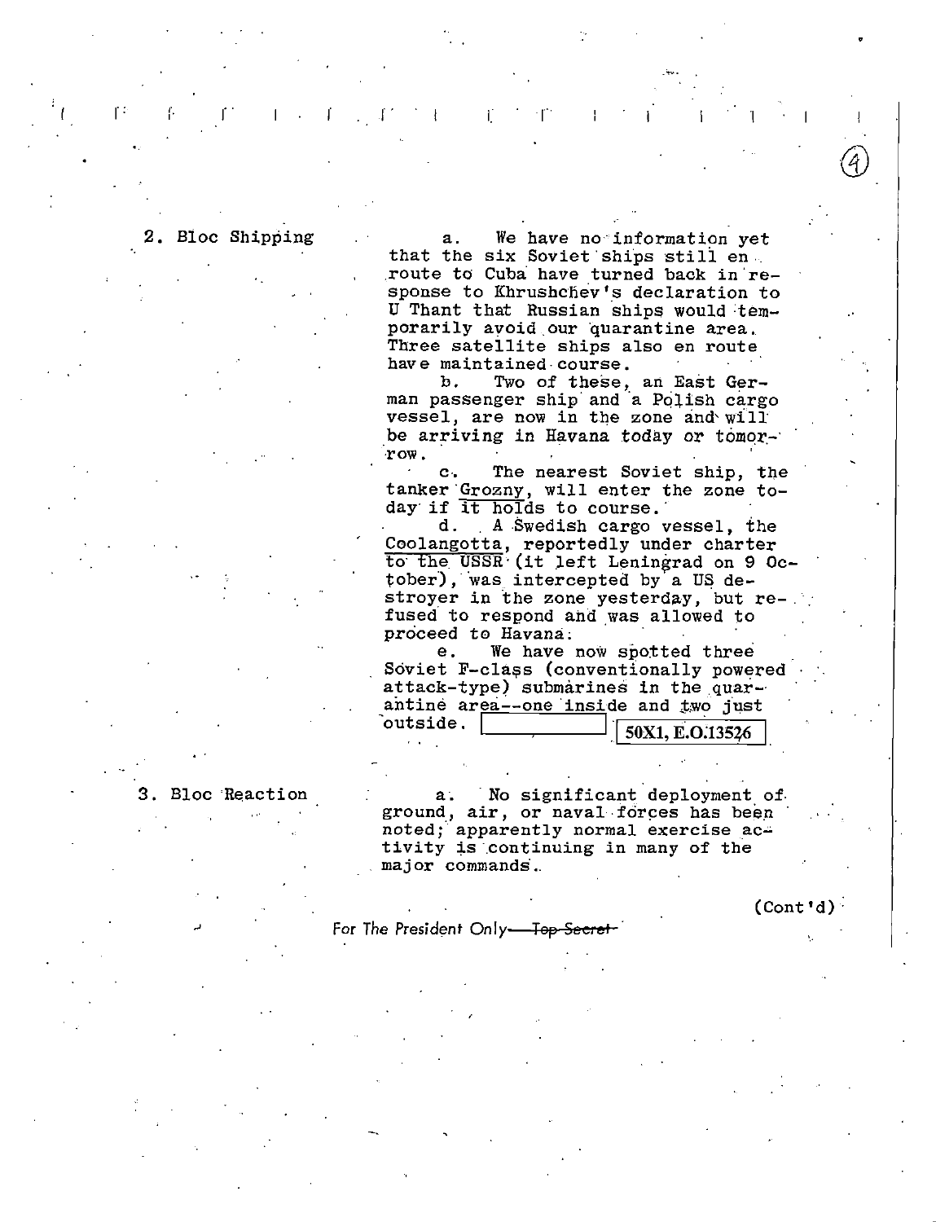**2. Bloc Shipping**

a. We have no information yet that the six Soviet ships still en route to Cuba have turned back in response to Khrushchev's declaration to U Thant that Russian ships would temporarily avoid our quarantine area. Three satellite ships also en route have maintained course.

b. Two of these, an East German passenger ship and a Polish cargo vessel, are now in the zone and will be arriving in Havana today or tomorrow.

c. The nearest Soviet ship, the tanker Grozny, will enter the zone today if it holds to course.

d. A Swedish cargo vessel, the Coolangotta, reportedly under charter to the USSR (it left Leningrad on 9 October), was intercepted by a US destroyer in the zone yesterday, but refused to respond and was allowed to proceed to Havana.

e. We have now spotted three Soviet F-class (conventionally powered attack-type) submarines in the quarantine area--one inside and two just outside. [redacted] 50X1, E.O.13526

**3. Bloc Reaction**

a. No significant deployment of ground, air, or naval forces has been noted; apparently normal exercise activity is continuing in many of the major commands.

(Cont'd)

For The President Only—~~Top Secret~~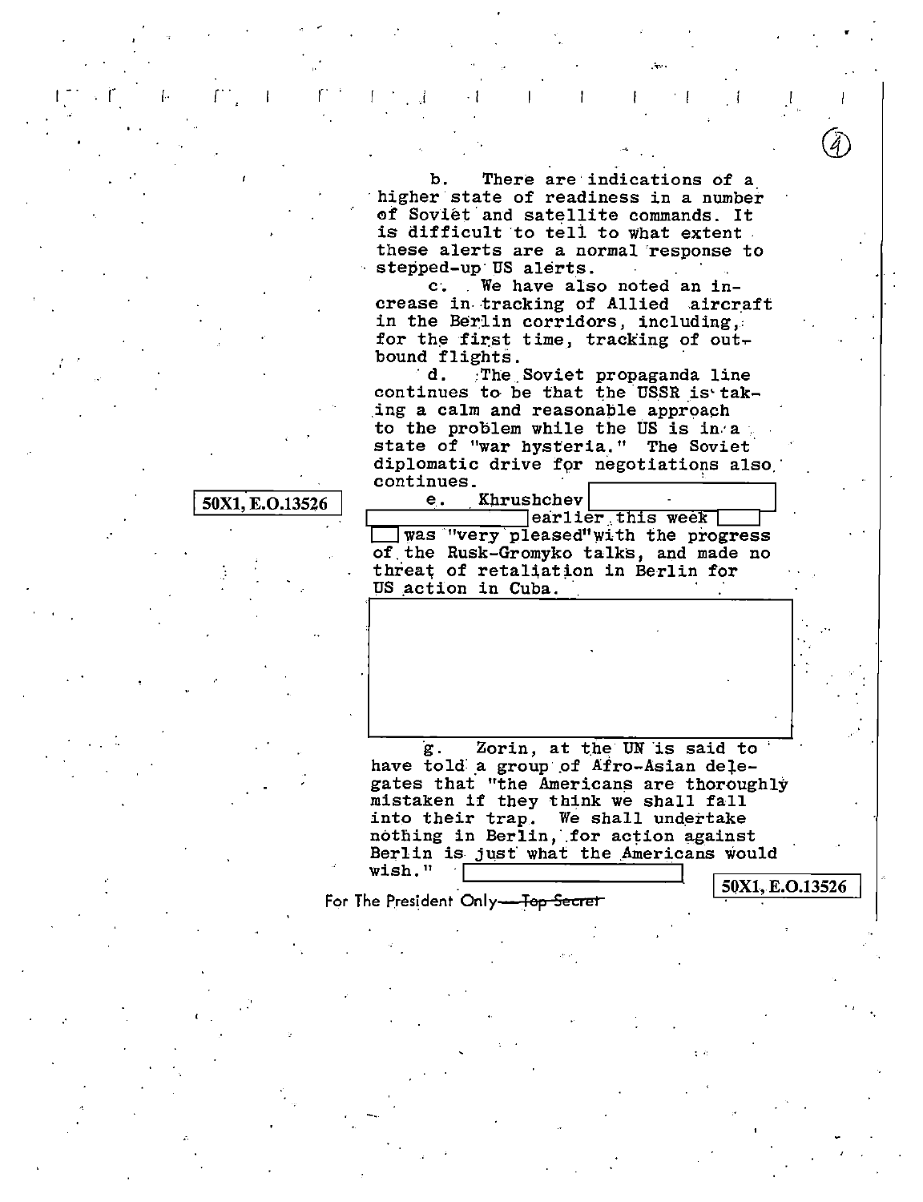b. There are indications of a higher state of readiness in a number of Soviet and satellite commands. It is difficult to tell to what extent these alerts are a normal response to stepped-up US alerts.

c. We have also noted an increase in tracking of Allied aircraft in the Berlin corridors, including, for the first time, tracking of outbound flights.

d. The Soviet propaganda line continues to be that the USSR is taking a calm and reasonable approach to the problem while the US is in a state of "war hysteria." The Soviet diplomatic drive for negotiations also continues.

50X1, E.O.13526

e. Khrushchev [redacted] earlier this week [redacted] was "very pleased" with the progress of the Rusk-Gromyko talks, and made no threat of retaliation in Berlin for US action in Cuba.

[redacted]

g. Zorin, at the UN is said to have told a group of Afro-Asian delegates that "the Americans are thoroughly mistaken if they think we shall fall into their trap. We shall undertake nothing in Berlin, for action against Berlin is just what the Americans would wish." [redacted]

50X1, E.O.13526

For The President Only—~~Top Secret~~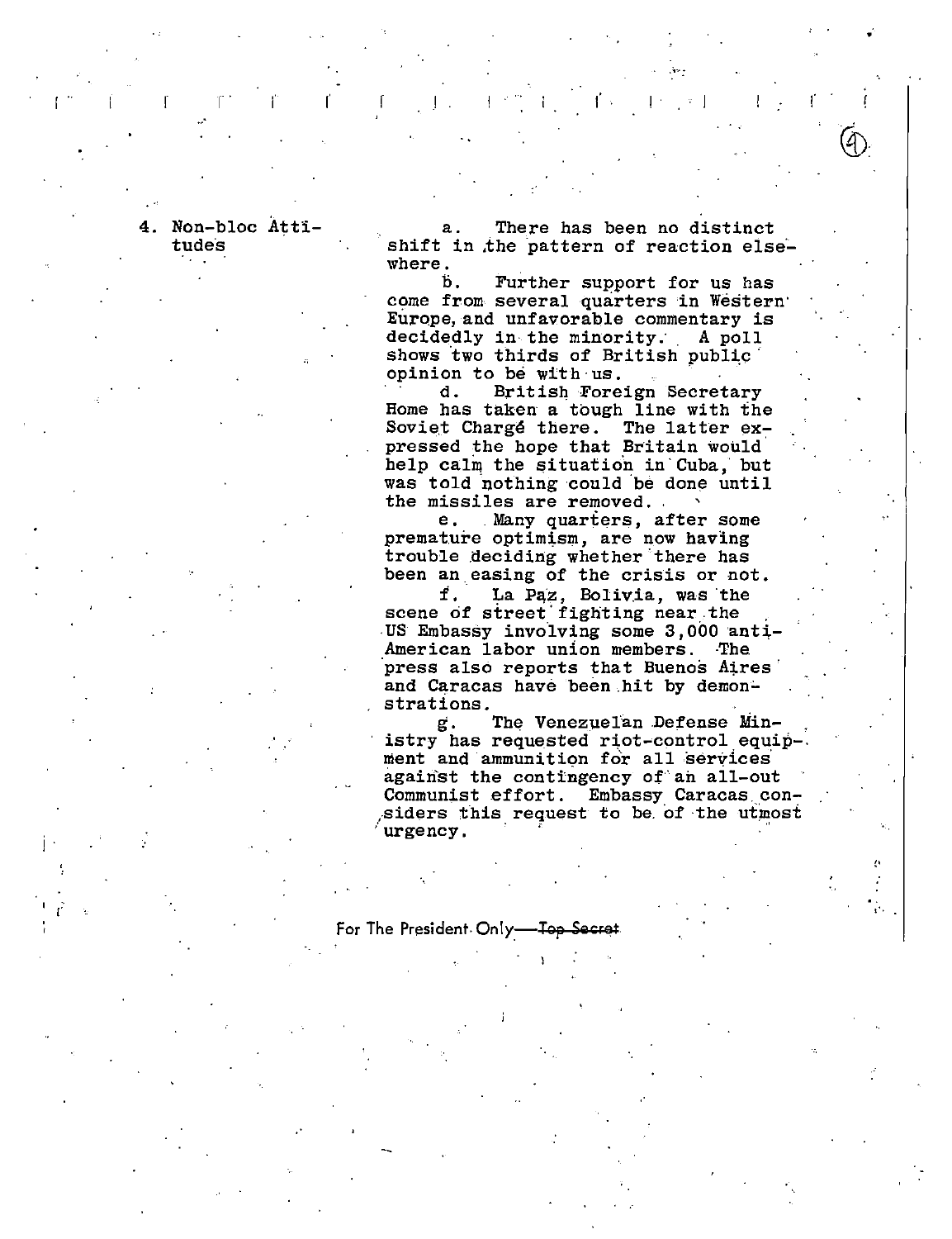**4. Non-bloc Attitudes**

a. There has been no distinct shift in the pattern of reaction elsewhere.

b. Further support for us has come from several quarters in Western Europe, and unfavorable commentary is decidedly in the minority. A poll shows two thirds of British public opinion to be with us.

d. British Foreign Secretary Home has taken a tough line with the Soviet Chargé there. The latter expressed the hope that Britain would help calm the situation in Cuba, but was told nothing could be done until the missiles are removed.

e. Many quarters, after some premature optimism, are now having trouble deciding whether there has been an easing of the crisis or not.

f. La Paz, Bolivia, was the scene of street fighting near the US Embassy involving some 3,000 anti-American labor union members. The press also reports that Buenos Aires and Caracas have been hit by demonstrations.

g. The Venezuelan Defense Ministry has requested riot-control equipment and ammunition for all services against the contingency of an all-out Communist effort. Embassy Caracas considers this request to be of the utmost urgency.

For The President Only—~~Top Secret~~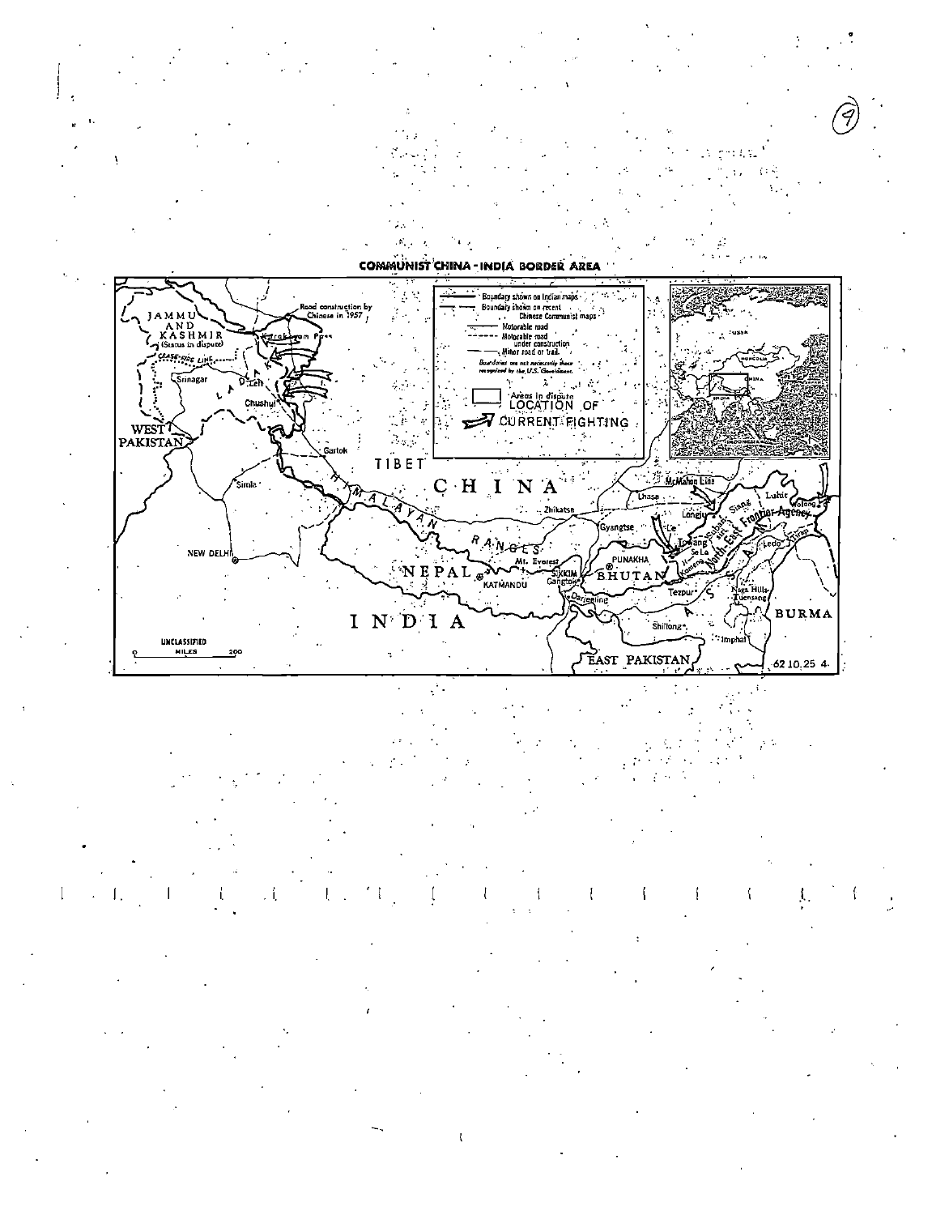# COMMUNIST CHINA - INDIA BORDER AREA

Boundary shown on Indian maps

Boundary shown on recent Chinese Communist maps

Motorable road

Motorable road under construction

Minor road or trail

*Boundaries are not necessarily those recognized by the U.S. Government.*

Areas in dispute

LOCATION OF CURRENT FIGHTING

Road construction by Chinese in 1957

JAMMU AND KASHMIR (Status in dispute)

CEASE-FIRE LINE

Karakoram Pass

Srinagar

LADAKH

Leh

Chushul

WEST PAKISTAN

Gartok

TIBET

Simla

HIMALAYAN RANGES

CHINA

NEW DELHI

NEPAL

KATMANDU

Mt. Everest

Zhikatse

Lhasa

Gyangtse

SIKKIM

Gangtok

Darjeeling

PUNAKHA

BHUTAN

McMahon Line

Longju

Le

Towang

Se La

Kameng

Subansiri

Siang

Lohit

North East Frontier Agency

Walong

Tirap

Ledo

Tezpur

Naga Hills-Tuensang

Shillong

Imphal

ASSAM

BURMA

INDIA

EAST PAKISTAN

UNCLASSIFIED

MILES 0 200

62 10.25 4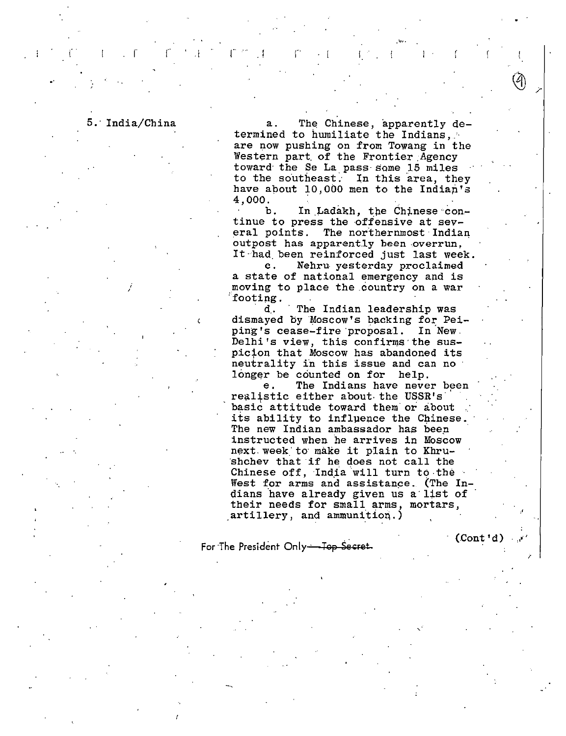5. India/China

a. The Chinese, apparently determined to humiliate the Indians, are now pushing on from Towang in the Western part of the Frontier Agency toward the Se La pass some 15 miles to the southeast. In this area, they have about 10,000 men to the Indian's 4,000.

b. In Ladakh, the Chinese continue to press the offensive at several points. The northernmost Indian outpost has apparently been overrun, It had been reinforced just last week.

c. Nehru yesterday proclaimed a state of national emergency and is moving to place the country on a war footing.

d. The Indian leadership was dismayed by Moscow's backing for Peiping's cease-fire proposal. In New Delhi's view, this confirms the suspicion that Moscow has abandoned its neutrality in this issue and can no longer be counted on for help.

e. The Indians have never been realistic either about the USSR's basic attitude toward them or about its ability to influence the Chinese. The new Indian ambassador has been instructed when he arrives in Moscow next week to make it plain to Khrushchev that if he does not call the Chinese off, India will turn to the West for arms and assistance. (The Indians have already given us a list of their needs for small arms, mortars, artillery, and ammunition.)

(Cont'd)

For The President Only ~~Top Secret~~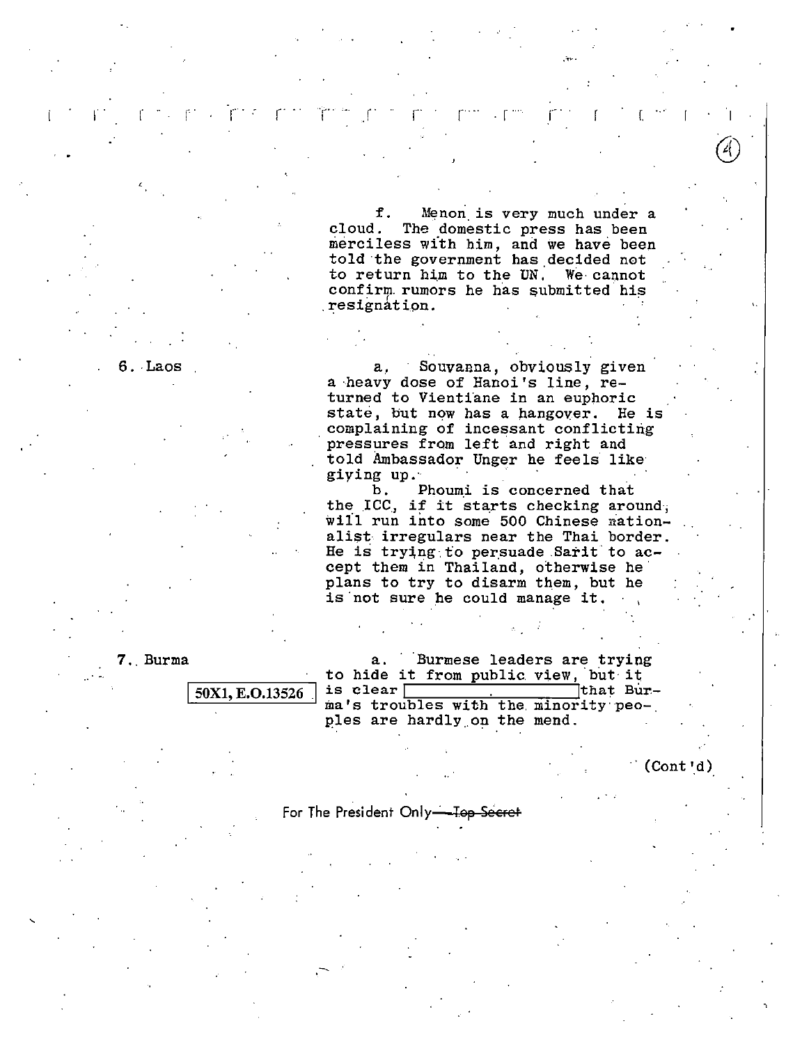f. Menon is very much under a cloud. The domestic press has been merciless with him, and we have been told the government has decided not to return him to the UN. We cannot confirm rumors he has submitted his resignation.

6. Laos

a. Souvanna, obviously given a heavy dose of Hanoi's line, returned to Vientiane in an euphoric state, but now has a hangover. He is complaining of incessant conflicting pressures from left and right and told Ambassador Unger he feels like giving up.

b. Phoumi is concerned that the ICC, if it starts checking around, will run into some 500 Chinese nationalist irregulars near the Thai border. He is trying to persuade Sarit to accept them in Thailand, otherwise he plans to try to disarm them, but he is not sure he could manage it.

7. Burma

50X1, E.O.13526

a. Burmese leaders are trying to hide it from public view, but it is clear [redacted] that Burma's troubles with the minority peoples are hardly on the mend.

(Cont'd)

For The President Only ~~Top Secret~~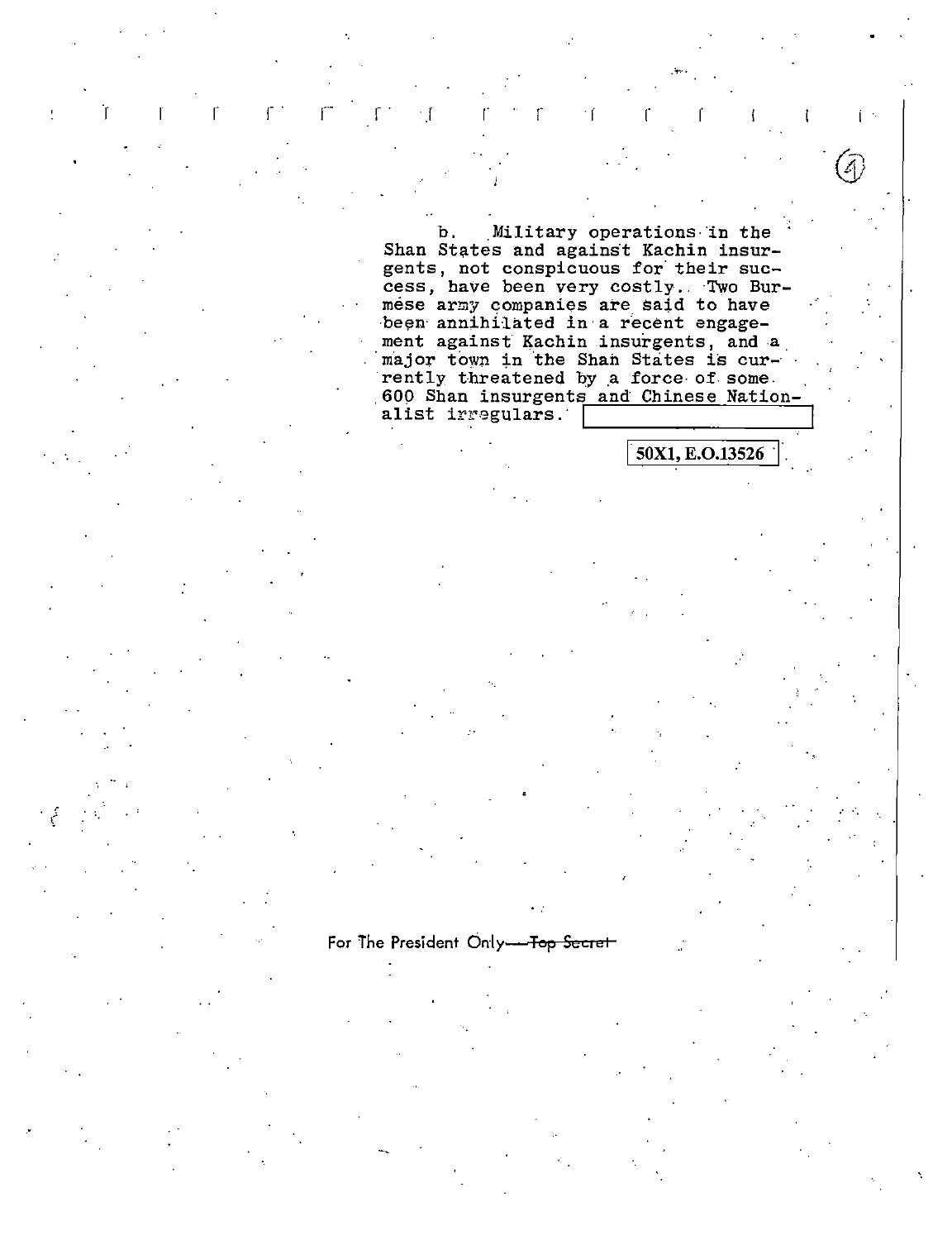b. Military operations in the Shan States and against Kachin insurgents, not conspicuous for their success, have been very costly. Two Burmese army companies are said to have been annihilated in a recent engagement against Kachin insurgents, and a major town in the Shan States is currently threatened by a force of some 600 Shan insurgents and Chinese Nationalist irregulars.

50X1, E.O.13526

For The President Only—~~Top Secret~~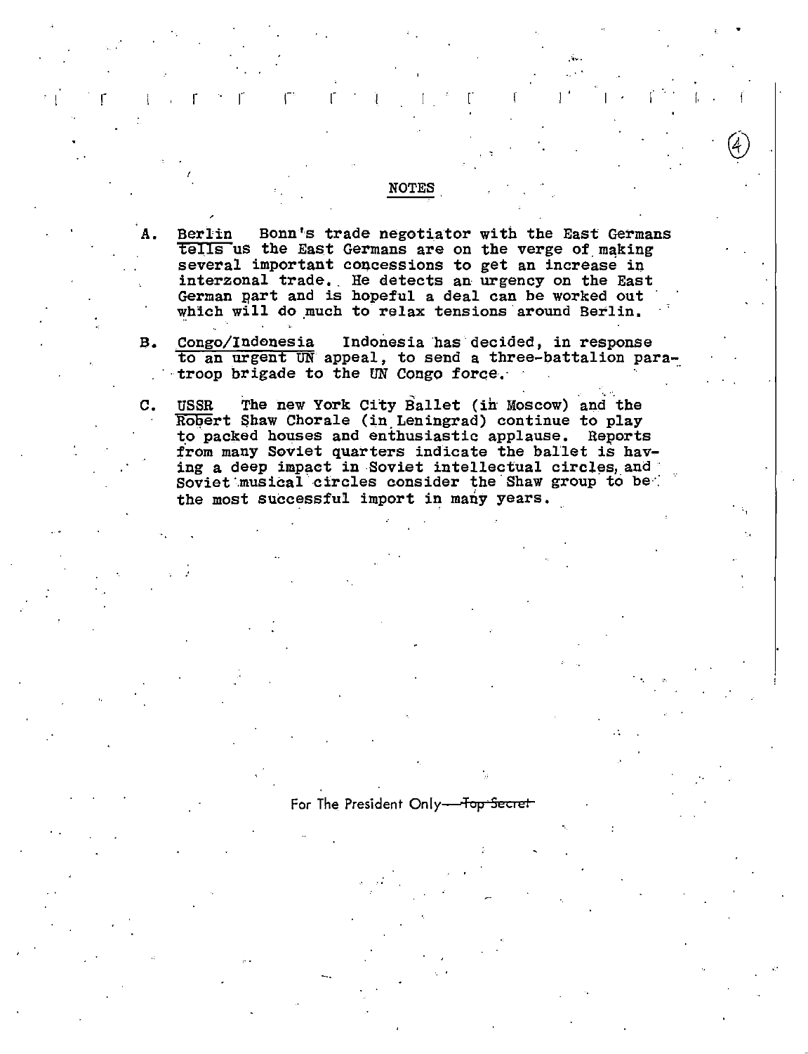## NOTES

A. Berlin Bonn's trade negotiator with the East Germans tells us the East Germans are on the verge of making several important concessions to get an increase in interzonal trade. He detects an urgency on the East German part and is hopeful a deal can be worked out which will do much to relax tensions around Berlin.

B. Congo/Indonesia Indonesia has decided, in response to an urgent UN appeal, to send a three-battalion paratroop brigade to the UN Congo force.

C. USSR The new York City Ballet (in Moscow) and the Robert Shaw Chorale (in Leningrad) continue to play to packed houses and enthusiastic applause. Reports from many Soviet quarters indicate the ballet is having a deep impact in Soviet intellectual circles, and Soviet musical circles consider the Shaw group to be the most successful import in many years.

For The President Only—~~Top Secret~~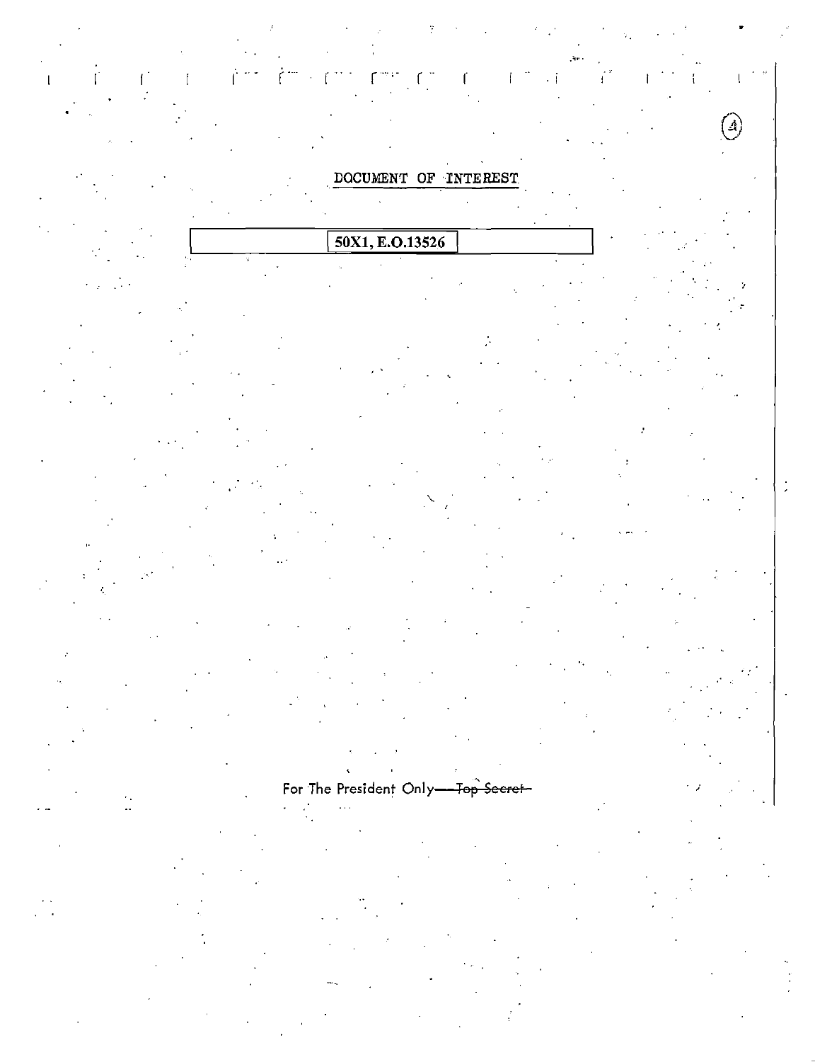## DOCUMENT OF INTEREST

50X1, E.O.13526

For The President Only—~~Top Secret~~